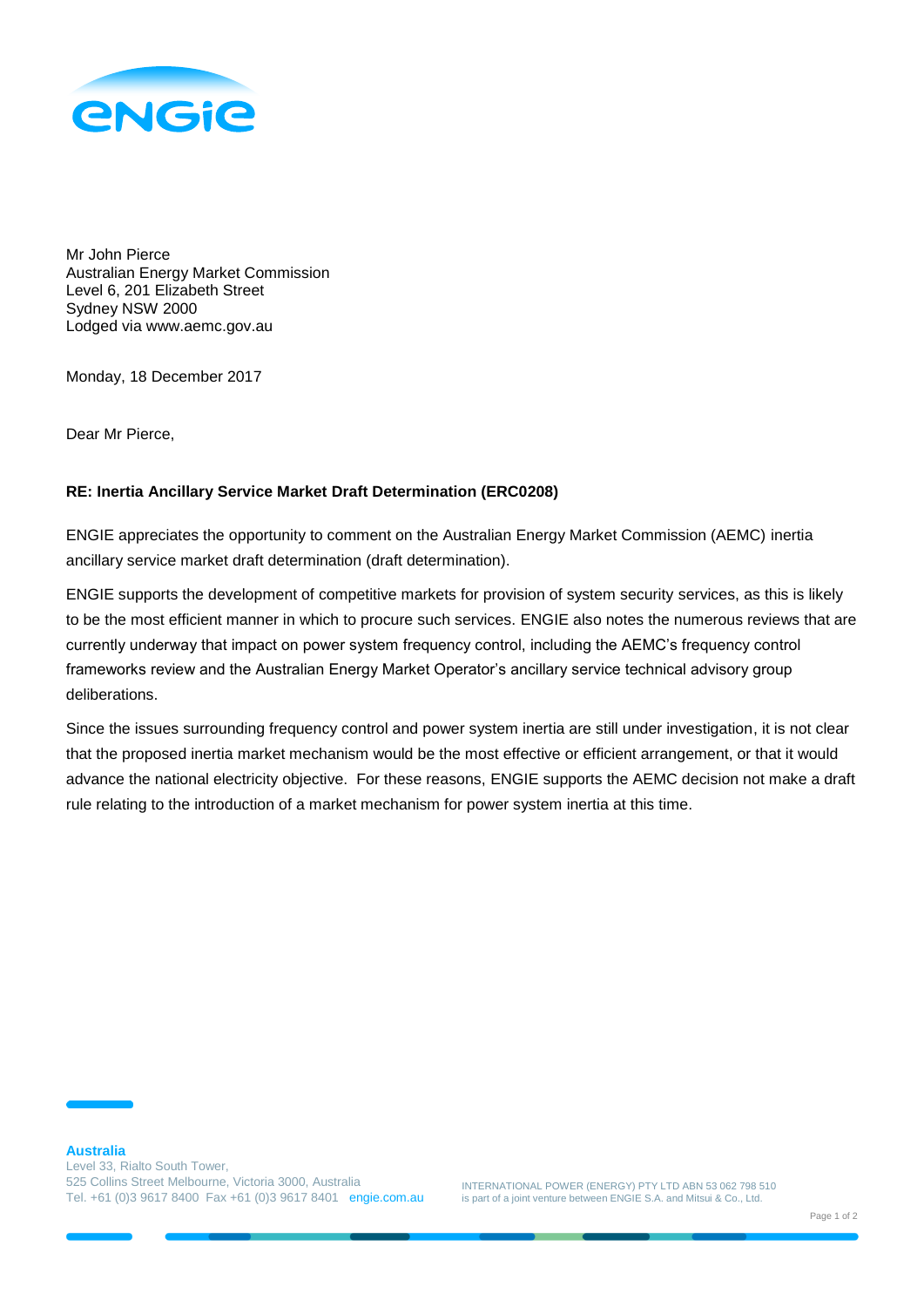Mr John Pierce
Australian Energy Market Commission
Level 6, 201 Elizabeth Street
Sydney NSW 2000
Lodged via www.aemc.gov.au

Monday, 18 December 2017

Dear Mr Pierce,

**RE: Inertia Ancillary Service Market Draft Determination (ERC0208)**

ENGIE appreciates the opportunity to comment on the Australian Energy Market Commission (AEMC) inertia ancillary service market draft determination (draft determination).

ENGIE supports the development of competitive markets for provision of system security services, as this is likely to be the most efficient manner in which to procure such services. ENGIE also notes the numerous reviews that are currently underway that impact on power system frequency control, including the AEMC's frequency control frameworks review and the Australian Energy Market Operator's ancillary service technical advisory group deliberations.

Since the issues surrounding frequency control and power system inertia are still under investigation, it is not clear that the proposed inertia market mechanism would be the most effective or efficient arrangement, or that it would advance the national electricity objective. For these reasons, ENGIE supports the AEMC decision not make a draft rule relating to the introduction of a market mechanism for power system inertia at this time.

**Australia**
Level 33, Rialto South Tower,
525 Collins Street Melbourne, Victoria 3000, Australia
Tel. +61 (0)3 9617 8400 Fax +61 (0)3 9617 8401 engie.com.au

INTERNATIONAL POWER (ENERGY) PTY LTD ABN 53 062 798 510
is part of a joint venture between ENGIE S.A. and Mitsui & Co., Ltd.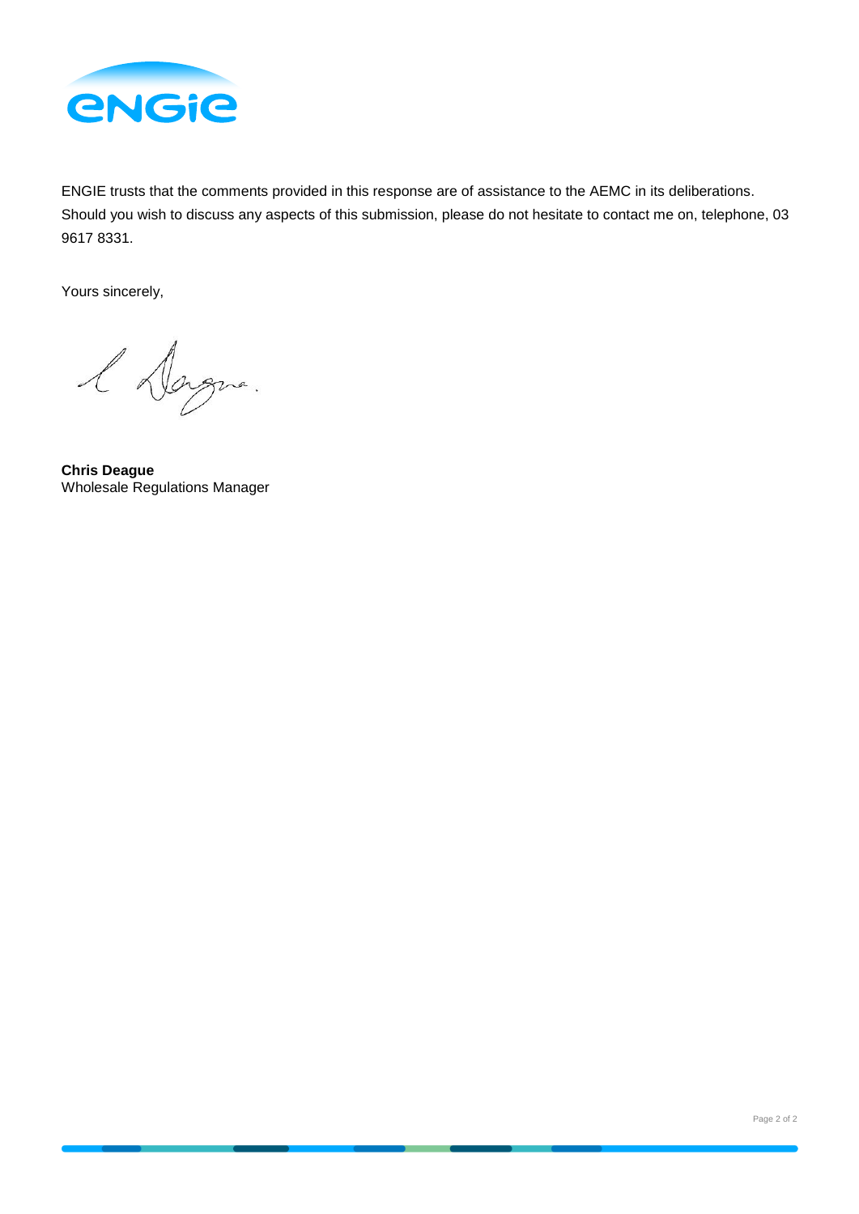ENGIE trusts that the comments provided in this response are of assistance to the AEMC in its deliberations. Should you wish to discuss any aspects of this submission, please do not hesitate to contact me on, telephone, 03 9617 8331.

Yours sincerely,

**Chris Deague**
Wholesale Regulations Manager